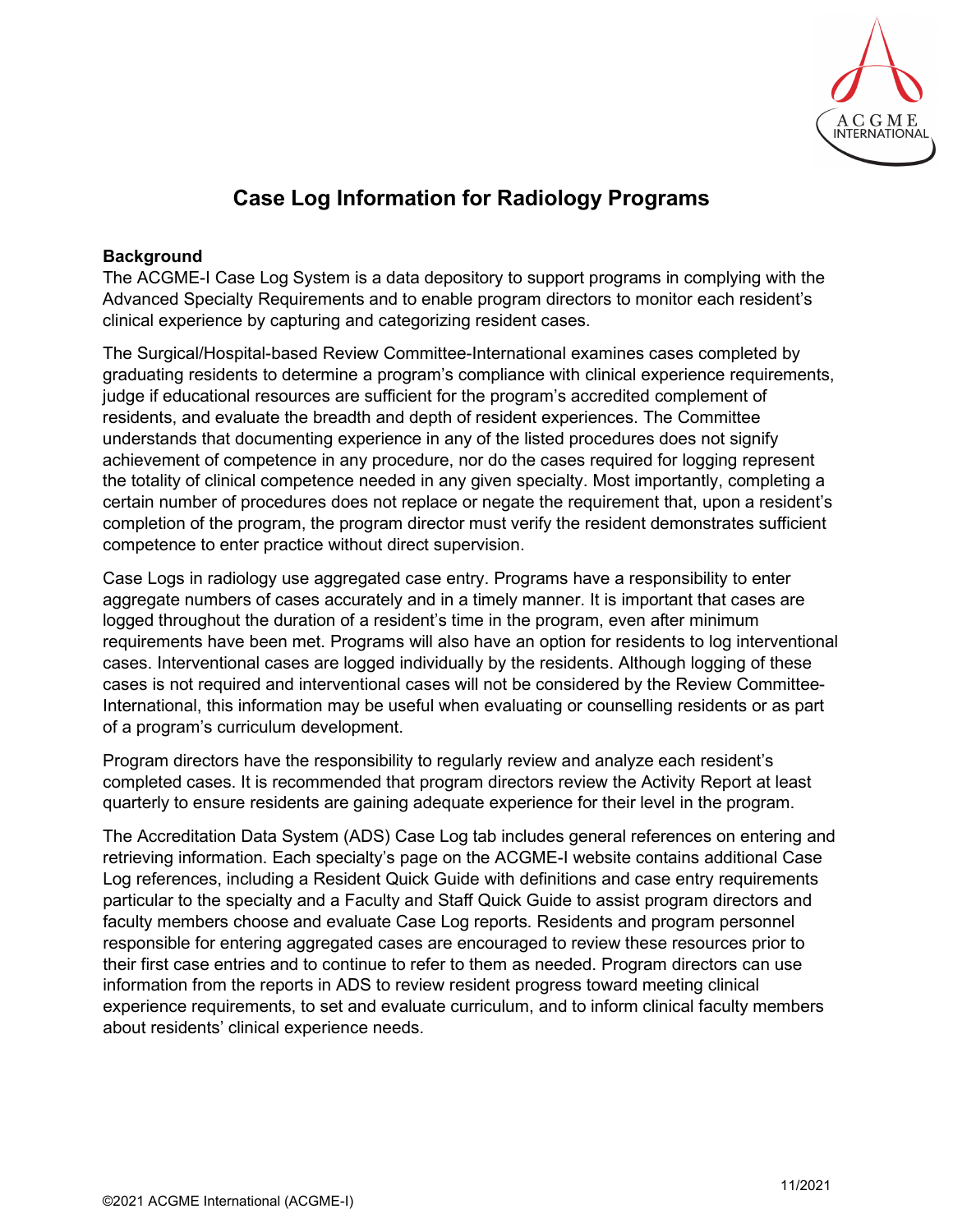# Case Log Information for Radiology Programs

**Background**

The ACGME-I Case Log System is a data depository to support programs in complying with the Advanced Specialty Requirements and to enable program directors to monitor each resident's clinical experience by capturing and categorizing resident cases.

The Surgical/Hospital-based Review Committee-International examines cases completed by graduating residents to determine a program's compliance with clinical experience requirements, judge if educational resources are sufficient for the program's accredited complement of residents, and evaluate the breadth and depth of resident experiences. The Committee understands that documenting experience in any of the listed procedures does not signify achievement of competence in any procedure, nor do the cases required for logging represent the totality of clinical competence needed in any given specialty. Most importantly, completing a certain number of procedures does not replace or negate the requirement that, upon a resident's completion of the program, the program director must verify the resident demonstrates sufficient competence to enter practice without direct supervision.

Case Logs in radiology use aggregated case entry. Programs have a responsibility to enter aggregate numbers of cases accurately and in a timely manner. It is important that cases are logged throughout the duration of a resident's time in the program, even after minimum requirements have been met. Programs will also have an option for residents to log interventional cases. Interventional cases are logged individually by the residents. Although logging of these cases is not required and interventional cases will not be considered by the Review Committee-International, this information may be useful when evaluating or counselling residents or as part of a program's curriculum development.

Program directors have the responsibility to regularly review and analyze each resident's completed cases. It is recommended that program directors review the Activity Report at least quarterly to ensure residents are gaining adequate experience for their level in the program.

The Accreditation Data System (ADS) Case Log tab includes general references on entering and retrieving information. Each specialty's page on the ACGME-I website contains additional Case Log references, including a Resident Quick Guide with definitions and case entry requirements particular to the specialty and a Faculty and Staff Quick Guide to assist program directors and faculty members choose and evaluate Case Log reports. Residents and program personnel responsible for entering aggregated cases are encouraged to review these resources prior to their first case entries and to continue to refer to them as needed. Program directors can use information from the reports in ADS to review resident progress toward meeting clinical experience requirements, to set and evaluate curriculum, and to inform clinical faculty members about residents' clinical experience needs.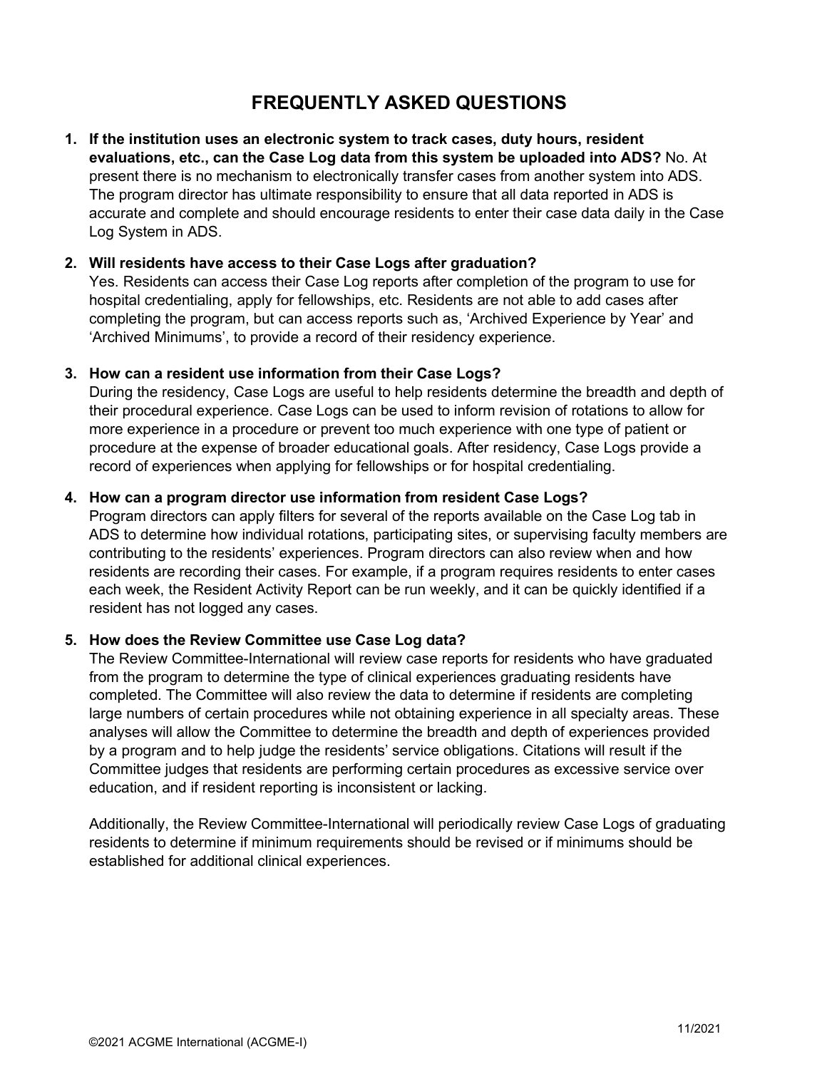# FREQUENTLY ASKED QUESTIONS

1. **If the institution uses an electronic system to track cases, duty hours, resident evaluations, etc., can the Case Log data from this system be uploaded into ADS?** No. At present there is no mechanism to electronically transfer cases from another system into ADS. The program director has ultimate responsibility to ensure that all data reported in ADS is accurate and complete and should encourage residents to enter their case data daily in the Case Log System in ADS.

2. **Will residents have access to their Case Logs after graduation?**
   Yes. Residents can access their Case Log reports after completion of the program to use for hospital credentialing, apply for fellowships, etc. Residents are not able to add cases after completing the program, but can access reports such as, 'Archived Experience by Year' and 'Archived Minimums', to provide a record of their residency experience.

3. **How can a resident use information from their Case Logs?**
   During the residency, Case Logs are useful to help residents determine the breadth and depth of their procedural experience. Case Logs can be used to inform revision of rotations to allow for more experience in a procedure or prevent too much experience with one type of patient or procedure at the expense of broader educational goals. After residency, Case Logs provide a record of experiences when applying for fellowships or for hospital credentialing.

4. **How can a program director use information from resident Case Logs?**
   Program directors can apply filters for several of the reports available on the Case Log tab in ADS to determine how individual rotations, participating sites, or supervising faculty members are contributing to the residents' experiences. Program directors can also review when and how residents are recording their cases. For example, if a program requires residents to enter cases each week, the Resident Activity Report can be run weekly, and it can be quickly identified if a resident has not logged any cases.

5. **How does the Review Committee use Case Log data?**
   The Review Committee-International will review case reports for residents who have graduated from the program to determine the type of clinical experiences graduating residents have completed. The Committee will also review the data to determine if residents are completing large numbers of certain procedures while not obtaining experience in all specialty areas. These analyses will allow the Committee to determine the breadth and depth of experiences provided by a program and to help judge the residents' service obligations. Citations will result if the Committee judges that residents are performing certain procedures as excessive service over education, and if resident reporting is inconsistent or lacking.

   Additionally, the Review Committee-International will periodically review Case Logs of graduating residents to determine if minimum requirements should be revised or if minimums should be established for additional clinical experiences.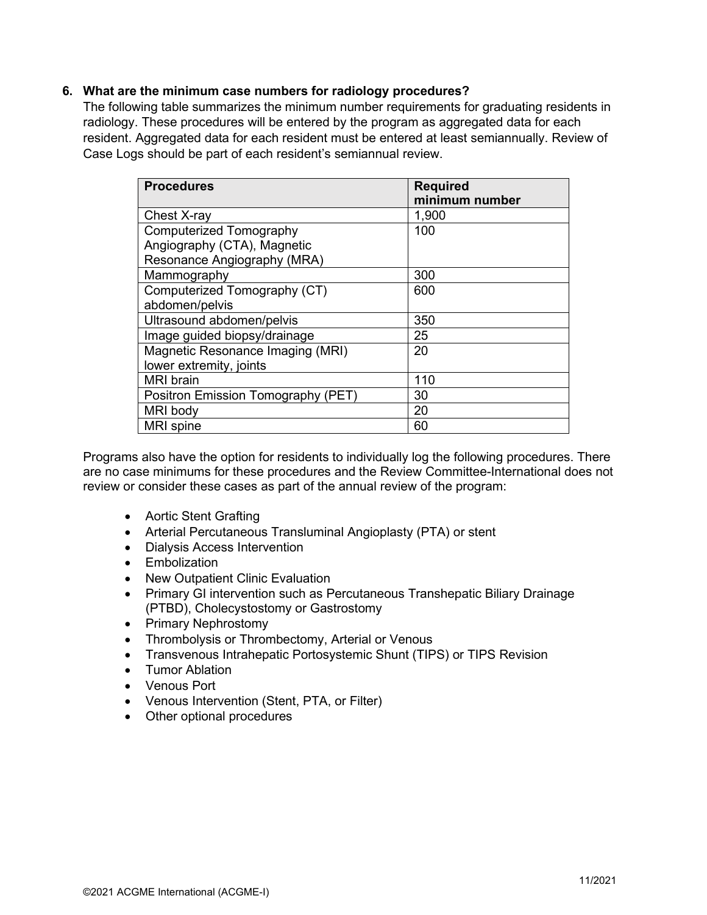**6. What are the minimum case numbers for radiology procedures?**

The following table summarizes the minimum number requirements for graduating residents in radiology. These procedures will be entered by the program as aggregated data for each resident. Aggregated data for each resident must be entered at least semiannually. Review of Case Logs should be part of each resident's semiannual review.

| Procedures | Required minimum number |
|---|---|
| Chest X-ray | 1,900 |
| Computerized Tomography Angiography (CTA), Magnetic Resonance Angiography (MRA) | 100 |
| Mammography | 300 |
| Computerized Tomography (CT) abdomen/pelvis | 600 |
| Ultrasound abdomen/pelvis | 350 |
| Image guided biopsy/drainage | 25 |
| Magnetic Resonance Imaging (MRI) lower extremity, joints | 20 |
| MRI brain | 110 |
| Positron Emission Tomography (PET) | 30 |
| MRI body | 20 |
| MRI spine | 60 |

Programs also have the option for residents to individually log the following procedures. There are no case minimums for these procedures and the Review Committee-International does not review or consider these cases as part of the annual review of the program:

- Aortic Stent Grafting
- Arterial Percutaneous Transluminal Angioplasty (PTA) or stent
- Dialysis Access Intervention
- Embolization
- New Outpatient Clinic Evaluation
- Primary GI intervention such as Percutaneous Transhepatic Biliary Drainage (PTBD), Cholecystostomy or Gastrostomy
- Primary Nephrostomy
- Thrombolysis or Thrombectomy, Arterial or Venous
- Transvenous Intrahepatic Portosystemic Shunt (TIPS) or TIPS Revision
- Tumor Ablation
- Venous Port
- Venous Intervention (Stent, PTA, or Filter)
- Other optional procedures